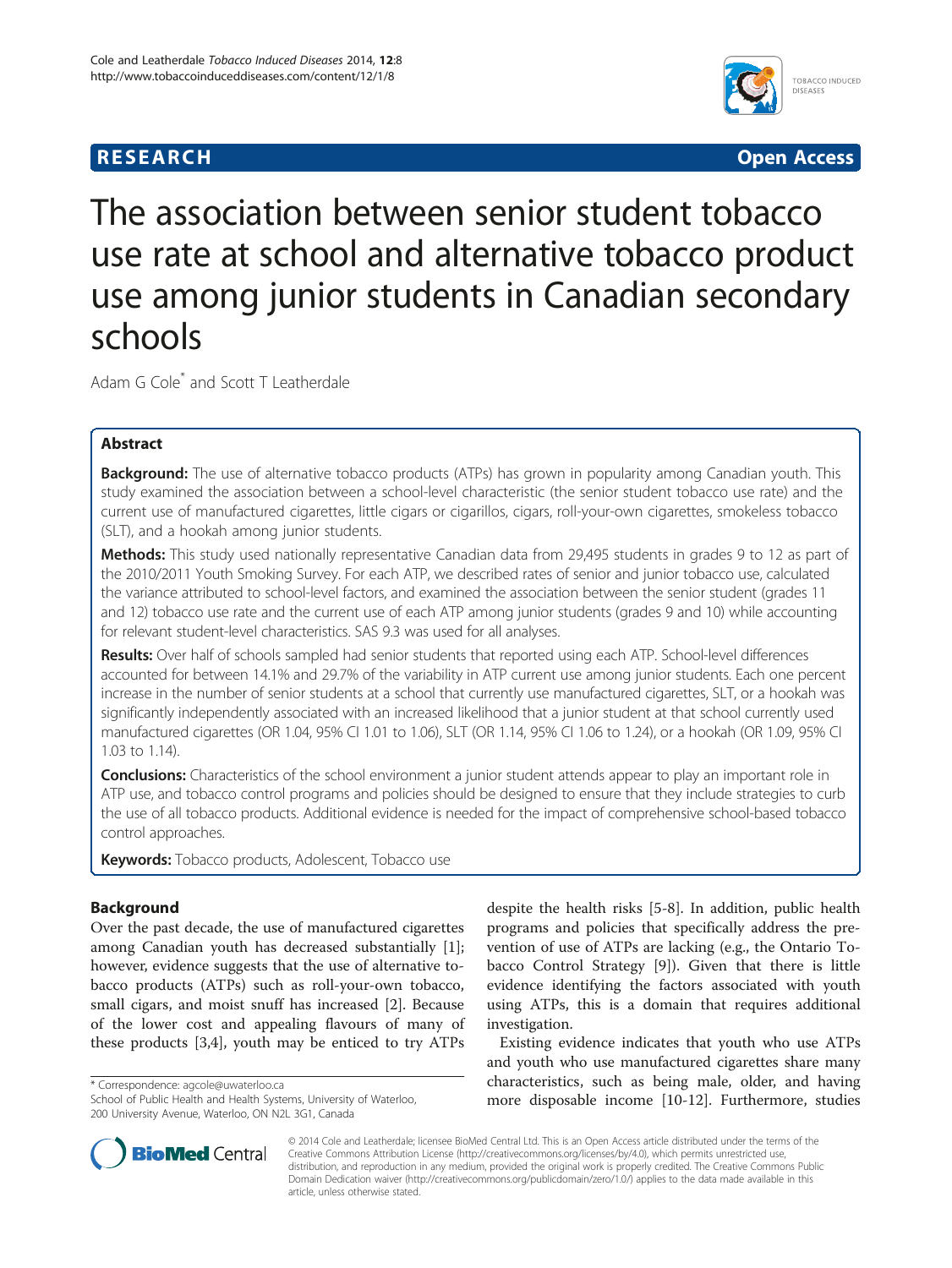**RESEARCH** **Open Access**

# The association between senior student tobacco use rate at school and alternative tobacco product use among junior students in Canadian secondary schools

Adam G Cole* and Scott T Leatherdale

## Abstract

**Background:** The use of alternative tobacco products (ATPs) has grown in popularity among Canadian youth. This study examined the association between a school-level characteristic (the senior student tobacco use rate) and the current use of manufactured cigarettes, little cigars or cigarillos, cigars, roll-your-own cigarettes, smokeless tobacco (SLT), and a hookah among junior students.

**Methods:** This study used nationally representative Canadian data from 29,495 students in grades 9 to 12 as part of the 2010/2011 Youth Smoking Survey. For each ATP, we described rates of senior and junior tobacco use, calculated the variance attributed to school-level factors, and examined the association between the senior student (grades 11 and 12) tobacco use rate and the current use of each ATP among junior students (grades 9 and 10) while accounting for relevant student-level characteristics. SAS 9.3 was used for all analyses.

**Results:** Over half of schools sampled had senior students that reported using each ATP. School-level differences accounted for between 14.1% and 29.7% of the variability in ATP current use among junior students. Each one percent increase in the number of senior students at a school that currently use manufactured cigarettes, SLT, or a hookah was significantly independently associated with an increased likelihood that a junior student at that school currently used manufactured cigarettes (OR 1.04, 95% CI 1.01 to 1.06), SLT (OR 1.14, 95% CI 1.06 to 1.24), or a hookah (OR 1.09, 95% CI 1.03 to 1.14).

**Conclusions:** Characteristics of the school environment a junior student attends appear to play an important role in ATP use, and tobacco control programs and policies should be designed to ensure that they include strategies to curb the use of all tobacco products. Additional evidence is needed for the impact of comprehensive school-based tobacco control approaches.

**Keywords:** Tobacco products, Adolescent, Tobacco use

## Background

Over the past decade, the use of manufactured cigarettes among Canadian youth has decreased substantially [1]; however, evidence suggests that the use of alternative tobacco products (ATPs) such as roll-your-own tobacco, small cigars, and moist snuff has increased [2]. Because of the lower cost and appealing flavours of many of these products [3,4], youth may be enticed to try ATPs despite the health risks [5-8]. In addition, public health programs and policies that specifically address the prevention of use of ATPs are lacking (e.g., the Ontario Tobacco Control Strategy [9]). Given that there is little evidence identifying the factors associated with youth using ATPs, this is a domain that requires additional investigation.

Existing evidence indicates that youth who use ATPs and youth who use manufactured cigarettes share many characteristics, such as being male, older, and having more disposable income [10-12]. Furthermore, studies

\* Correspondence: agcole@uwaterloo.ca
School of Public Health and Health Systems, University of Waterloo, 200 University Avenue, Waterloo, ON N2L 3G1, Canada

© 2014 Cole and Leatherdale; licensee BioMed Central Ltd. This is an Open Access article distributed under the terms of the Creative Commons Attribution License (http://creativecommons.org/licenses/by/4.0), which permits unrestricted use, distribution, and reproduction in any medium, provided the original work is properly credited. The Creative Commons Public Domain Dedication waiver (http://creativecommons.org/publicdomain/zero/1.0/) applies to the data made available in this article, unless otherwise stated.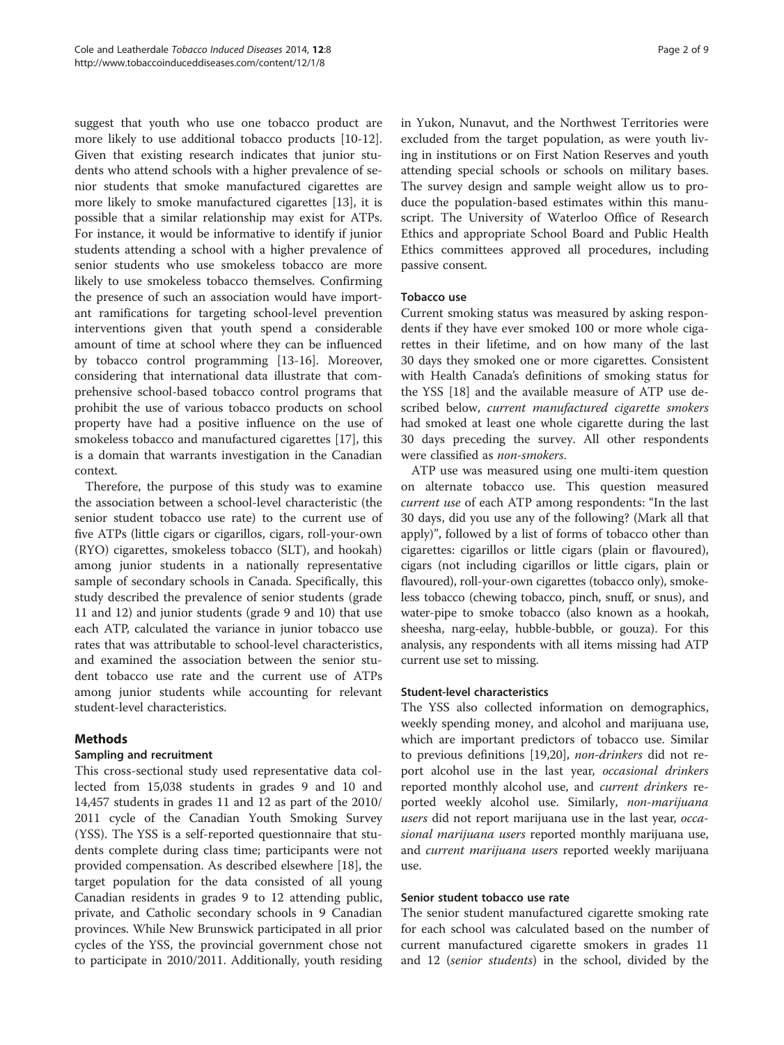suggest that youth who use one tobacco product are more likely to use additional tobacco products [10-12]. Given that existing research indicates that junior students who attend schools with a higher prevalence of senior students that smoke manufactured cigarettes are more likely to smoke manufactured cigarettes [13], it is possible that a similar relationship may exist for ATPs. For instance, it would be informative to identify if junior students attending a school with a higher prevalence of senior students who use smokeless tobacco are more likely to use smokeless tobacco themselves. Confirming the presence of such an association would have important ramifications for targeting school-level prevention interventions given that youth spend a considerable amount of time at school where they can be influenced by tobacco control programming [13-16]. Moreover, considering that international data illustrate that comprehensive school-based tobacco control programs that prohibit the use of various tobacco products on school property have had a positive influence on the use of smokeless tobacco and manufactured cigarettes [17], this is a domain that warrants investigation in the Canadian context.

Therefore, the purpose of this study was to examine the association between a school-level characteristic (the senior student tobacco use rate) to the current use of five ATPs (little cigars or cigarillos, cigars, roll-your-own (RYO) cigarettes, smokeless tobacco (SLT), and hookah) among junior students in a nationally representative sample of secondary schools in Canada. Specifically, this study described the prevalence of senior students (grade 11 and 12) and junior students (grade 9 and 10) that use each ATP, calculated the variance in junior tobacco use rates that was attributable to school-level characteristics, and examined the association between the senior student tobacco use rate and the current use of ATPs among junior students while accounting for relevant student-level characteristics.

## Methods

### Sampling and recruitment

This cross-sectional study used representative data collected from 15,038 students in grades 9 and 10 and 14,457 students in grades 11 and 12 as part of the 2010/2011 cycle of the Canadian Youth Smoking Survey (YSS). The YSS is a self-reported questionnaire that students complete during class time; participants were not provided compensation. As described elsewhere [18], the target population for the data consisted of all young Canadian residents in grades 9 to 12 attending public, private, and Catholic secondary schools in 9 Canadian provinces. While New Brunswick participated in all prior cycles of the YSS, the provincial government chose not to participate in 2010/2011. Additionally, youth residing in Yukon, Nunavut, and the Northwest Territories were excluded from the target population, as were youth living in institutions or on First Nation Reserves and youth attending special schools or schools on military bases. The survey design and sample weight allow us to produce the population-based estimates within this manuscript. The University of Waterloo Office of Research Ethics and appropriate School Board and Public Health Ethics committees approved all procedures, including passive consent.

### Tobacco use

Current smoking status was measured by asking respondents if they have ever smoked 100 or more whole cigarettes in their lifetime, and on how many of the last 30 days they smoked one or more cigarettes. Consistent with Health Canada's definitions of smoking status for the YSS [18] and the available measure of ATP use described below, *current manufactured cigarette smokers* had smoked at least one whole cigarette during the last 30 days preceding the survey. All other respondents were classified as *non-smokers.*

ATP use was measured using one multi-item question on alternate tobacco use. This question measured *current use* of each ATP among respondents: "In the last 30 days, did you use any of the following? (Mark all that apply)", followed by a list of forms of tobacco other than cigarettes: cigarillos or little cigars (plain or flavoured), cigars (not including cigarillos or little cigars, plain or flavoured), roll-your-own cigarettes (tobacco only), smokeless tobacco (chewing tobacco, pinch, snuff, or snus), and water-pipe to smoke tobacco (also known as a hookah, sheesha, narg-eelay, hubble-bubble, or gouza). For this analysis, any respondents with all items missing had ATP current use set to missing.

### Student-level characteristics

The YSS also collected information on demographics, weekly spending money, and alcohol and marijuana use, which are important predictors of tobacco use. Similar to previous definitions [19,20], *non-drinkers* did not report alcohol use in the last year, *occasional drinkers* reported monthly alcohol use, and *current drinkers* reported weekly alcohol use. Similarly, *non-marijuana users* did not report marijuana use in the last year, *occasional marijuana users* reported monthly marijuana use, and *current marijuana users* reported weekly marijuana use.

### Senior student tobacco use rate

The senior student manufactured cigarette smoking rate for each school was calculated based on the number of current manufactured cigarette smokers in grades 11 and 12 (*senior students*) in the school, divided by the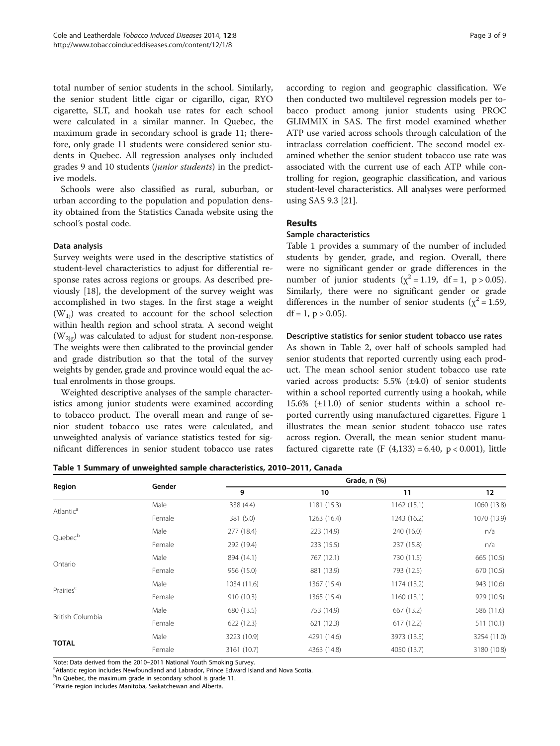total number of senior students in the school. Similarly, the senior student little cigar or cigarillo, cigar, RYO cigarette, SLT, and hookah use rates for each school were calculated in a similar manner. In Quebec, the maximum grade in secondary school is grade 11; therefore, only grade 11 students were considered senior students in Quebec. All regression analyses only included grades 9 and 10 students (*junior students*) in the predictive models.

Schools were also classified as rural, suburban, or urban according to the population and population density obtained from the Statistics Canada website using the school's postal code.

### Data analysis

Survey weights were used in the descriptive statistics of student-level characteristics to adjust for differential response rates across regions or groups. As described previously [18], the development of the survey weight was accomplished in two stages. In the first stage a weight ($W_{1j}$) was created to account for the school selection within health region and school strata. A second weight ($W_{2jg}$) was calculated to adjust for student non-response. The weights were then calibrated to the provincial gender and grade distribution so that the total of the survey weights by gender, grade and province would equal the actual enrolments in those groups.

Weighted descriptive analyses of the sample characteristics among junior students were examined according to tobacco product. The overall mean and range of senior student tobacco use rates were calculated, and unweighted analysis of variance statistics tested for significant differences in senior student tobacco use rates according to region and geographic classification. We then conducted two multilevel regression models per tobacco product among junior students using PROC GLIMMIX in SAS. The first model examined whether ATP use varied across schools through calculation of the intraclass correlation coefficient. The second model examined whether the senior student tobacco use rate was associated with the current use of each ATP while controlling for region, geographic classification, and various student-level characteristics. All analyses were performed using SAS 9.3 [21].

## Results

### Sample characteristics

Table 1 provides a summary of the number of included students by gender, grade, and region. Overall, there were no significant gender or grade differences in the number of junior students ($\chi^2 = 1.19$, df = 1, $p > 0.05$). Similarly, there were no significant gender or grade differences in the number of senior students ($\chi^2 = 1.59$, df = 1, $p > 0.05$).

### Descriptive statistics for senior student tobacco use rates

As shown in Table 2, over half of schools sampled had senior students that reported currently using each product. The mean school senior student tobacco use rate varied across products: 5.5% (±4.0) of senior students within a school reported currently using a hookah, while 15.6% (±11.0) of senior students within a school reported currently using manufactured cigarettes. Figure 1 illustrates the mean senior student tobacco use rates across region. Overall, the mean senior student manufactured cigarette rate ($F\ (4,133) = 6.40$, $p < 0.001$), little

**Table 1 Summary of unweighted sample characteristics, 2010–2011, Canada**

| Region | Gender | Grade, n (%) | | | |
|---|---|---|---|---|---|
| | | 9 | 10 | 11 | 12 |
| Atlantic[a] | Male | 338 (4.4) | 1181 (15.3) | 1162 (15.1) | 1060 (13.8) |
| | Female | 381 (5.0) | 1263 (16.4) | 1243 (16.2) | 1070 (13.9) |
| Quebec[b] | Male | 277 (18.4) | 223 (14.9) | 240 (16.0) | n/a |
| | Female | 292 (19.4) | 233 (15.5) | 237 (15.8) | n/a |
| Ontario | Male | 894 (14.1) | 767 (12.1) | 730 (11.5) | 665 (10.5) |
| | Female | 956 (15.0) | 881 (13.9) | 793 (12.5) | 670 (10.5) |
| Prairies[c] | Male | 1034 (11.6) | 1367 (15.4) | 1174 (13.2) | 943 (10.6) |
| | Female | 910 (10.3) | 1365 (15.4) | 1160 (13.1) | 929 (10.5) |
| British Columbia | Male | 680 (13.5) | 753 (14.9) | 667 (13.2) | 586 (11.6) |
| | Female | 622 (12.3) | 621 (12.3) | 617 (12.2) | 511 (10.1) |
| **TOTAL** | Male | 3223 (10.9) | 4291 (14.6) | 3973 (13.5) | 3254 (11.0) |
| | Female | 3161 (10.7) | 4363 (14.8) | 4050 (13.7) | 3180 (10.8) |

Note: Data derived from the 2010–2011 National Youth Smoking Survey.
[a]Atlantic region includes Newfoundland and Labrador, Prince Edward Island and Nova Scotia.
[b]In Quebec, the maximum grade in secondary school is grade 11.
[c]Prairie region includes Manitoba, Saskatchewan and Alberta.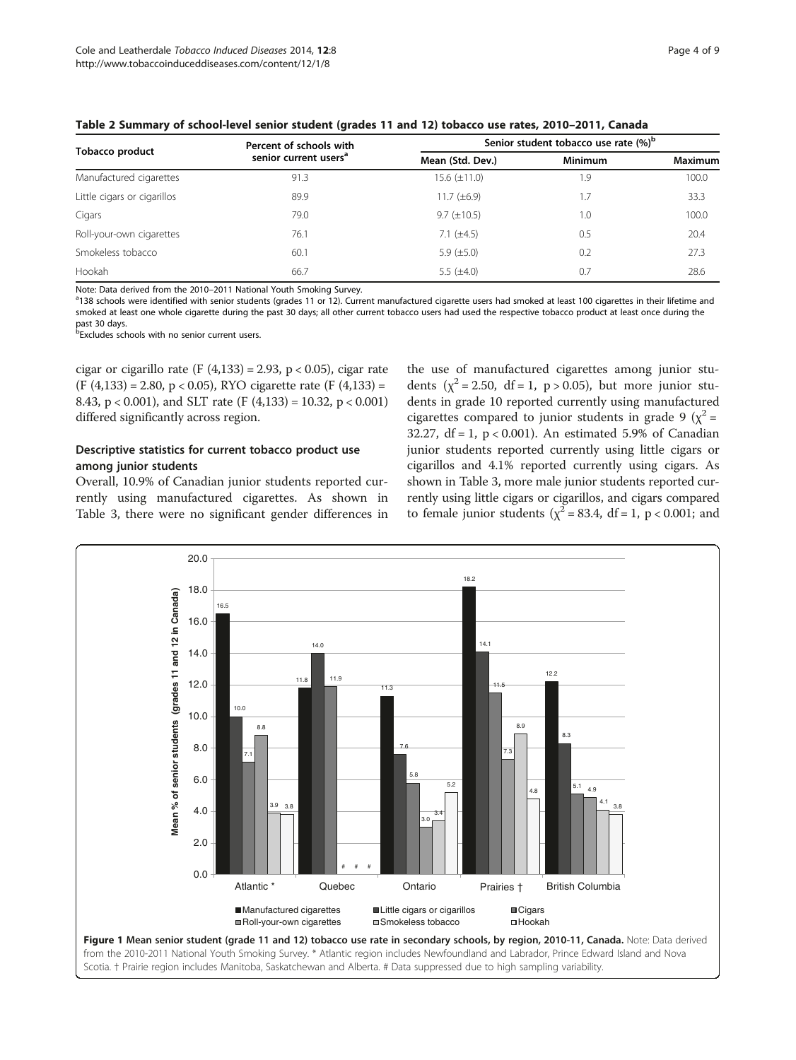**Table 2 Summary of school-level senior student (grades 11 and 12) tobacco use rates, 2010–2011, Canada**

| Tobacco product | Percent of schools with senior current users[a] | Senior student tobacco use rate (%)[b] | | |
|---|---|---|---|---|
| | | Mean (Std. Dev.) | Minimum | Maximum |
| Manufactured cigarettes | 91.3 | 15.6 (±11.0) | 1.9 | 100.0 |
| Little cigars or cigarillos | 89.9 | 11.7 (±6.9) | 1.7 | 33.3 |
| Cigars | 79.0 | 9.7 (±10.5) | 1.0 | 100.0 |
| Roll-your-own cigarettes | 76.1 | 7.1 (±4.5) | 0.5 | 20.4 |
| Smokeless tobacco | 60.1 | 5.9 (±5.0) | 0.2 | 27.3 |
| Hookah | 66.7 | 5.5 (±4.0) | 0.7 | 28.6 |

Note: Data derived from the 2010–2011 National Youth Smoking Survey.
[a]138 schools were identified with senior students (grades 11 or 12). Current manufactured cigarette users had smoked at least 100 cigarettes in their lifetime and smoked at least one whole cigarette during the past 30 days; all other current tobacco users had used the respective tobacco product at least once during the past 30 days.
[b]Excludes schools with no senior current users.

cigar or cigarillo rate ($F\ (4,133) = 2.93$, $p < 0.05$), cigar rate ($F\ (4,133) = 2.80$, $p < 0.05$), RYO cigarette rate ($F\ (4,133) = 8.43$, $p < 0.001$), and SLT rate ($F\ (4,133) = 10.32$, $p < 0.001$) differed significantly across region.

### Descriptive statistics for current tobacco product use among junior students

Overall, 10.9% of Canadian junior students reported currently using manufactured cigarettes. As shown in Table 3, there were no significant gender differences in the use of manufactured cigarettes among junior students ($\chi^2 = 2.50$, df = 1, $p > 0.05$), but more junior students in grade 10 reported currently using manufactured cigarettes compared to junior students in grade 9 ($\chi^2 = 32.27$, df = 1, $p < 0.001$). An estimated 5.9% of Canadian junior students reported currently using little cigars or cigarillos and 4.1% reported currently using cigars. As shown in Table 3, more male junior students reported currently using little cigars or cigarillos, and cigars compared to female junior students ($\chi^2 = 83.4$, df = 1, $p < 0.001$; and

**Figure 1 Mean senior student (grade 11 and 12) tobacco use rate in secondary schools, by region, 2010-11, Canada.** Note: Data derived from the 2010-2011 National Youth Smoking Survey. * Atlantic region includes Newfoundland and Labrador, Prince Edward Island and Nova Scotia. † Prairie region includes Manitoba, Saskatchewan and Alberta. # Data suppressed due to high sampling variability.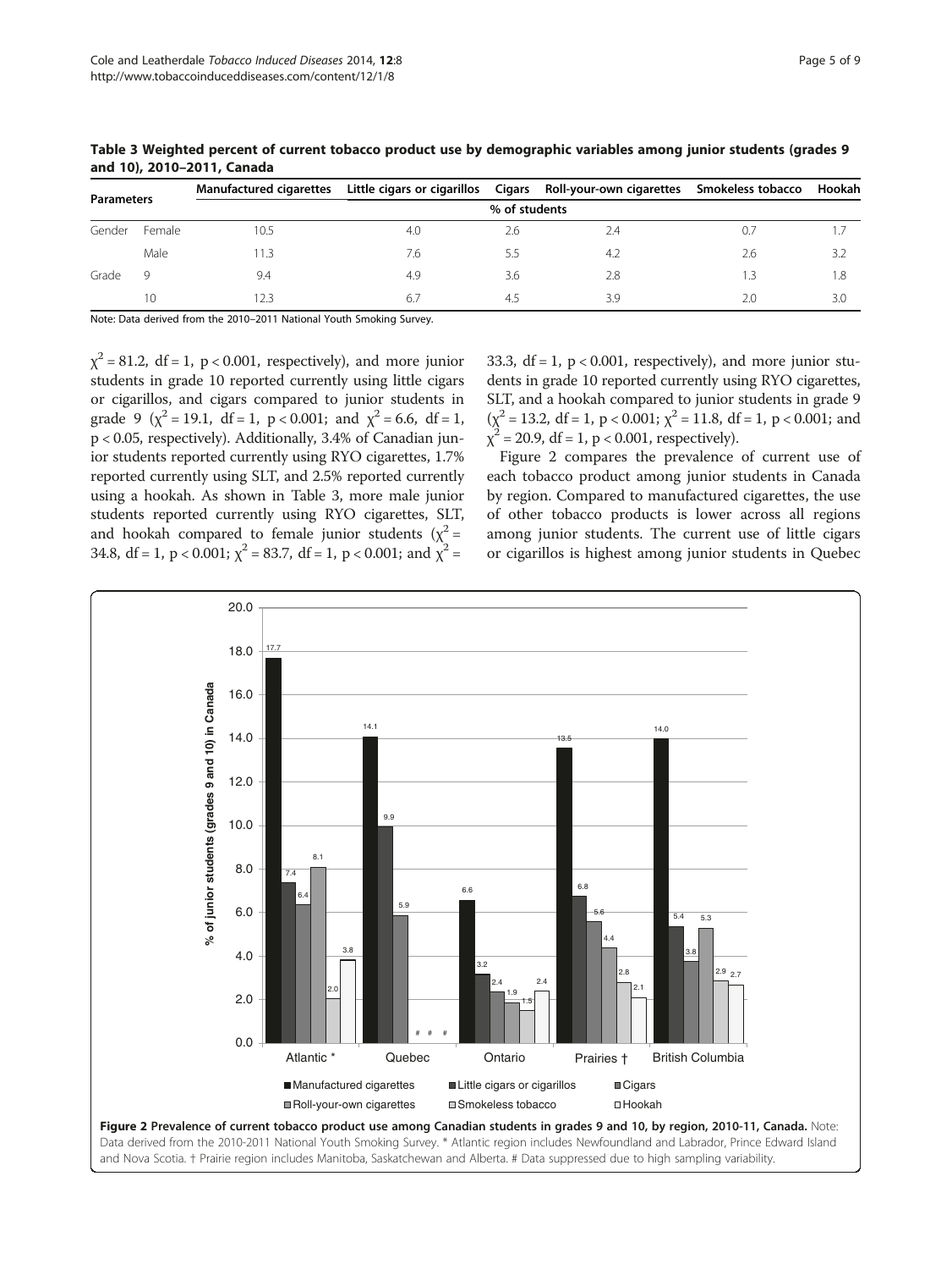**Table 3 Weighted percent of current tobacco product use by demographic variables among junior students (grades 9 and 10), 2010–2011, Canada**

| Parameters | | Manufactured cigarettes | Little cigars or cigarillos | Cigars | Roll-your-own cigarettes | Smokeless tobacco | Hookah |
|---|---|---|---|---|---|---|---|
| | | % of students | | | | | |
| Gender | Female | 10.5 | 4.0 | 2.6 | 2.4 | 0.7 | 1.7 |
| | Male | 11.3 | 7.6 | 5.5 | 4.2 | 2.6 | 3.2 |
| Grade | 9 | 9.4 | 4.9 | 3.6 | 2.8 | 1.3 | 1.8 |
| | 10 | 12.3 | 6.7 | 4.5 | 3.9 | 2.0 | 3.0 |

Note: Data derived from the 2010–2011 National Youth Smoking Survey.

$\chi^2 = 81.2$, df = 1, $p < 0.001$, respectively), and more junior students in grade 10 reported currently using little cigars or cigarillos, and cigars compared to junior students in grade 9 ($\chi^2 = 19.1$, df = 1, $p < 0.001$; and $\chi^2 = 6.6$, df = 1, $p < 0.05$, respectively). Additionally, 3.4% of Canadian junior students reported currently using RYO cigarettes, 1.7% reported currently using SLT, and 2.5% reported currently using a hookah. As shown in Table 3, more male junior students reported currently using RYO cigarettes, SLT, and hookah compared to female junior students ($\chi^2 = 34.8$, df = 1, $p < 0.001$; $\chi^2 = 83.7$, df = 1, $p < 0.001$; and $\chi^2 = 33.3$, df = 1, $p < 0.001$, respectively), and more junior students in grade 10 reported currently using RYO cigarettes, SLT, and a hookah compared to junior students in grade 9 ($\chi^2 = 13.2$, df = 1, $p < 0.001$; $\chi^2 = 11.8$, df = 1, $p < 0.001$; and $\chi^2 = 20.9$, df = 1, $p < 0.001$, respectively).

Figure 2 compares the prevalence of current use of each tobacco product among junior students in Canada by region. Compared to manufactured cigarettes, the use of other tobacco products is lower across all regions among junior students. The current use of little cigars or cigarillos is highest among junior students in Quebec

**Figure 2 Prevalence of current tobacco product use among Canadian students in grades 9 and 10, by region, 2010-11, Canada.** Note: Data derived from the 2010-2011 National Youth Smoking Survey. * Atlantic region includes Newfoundland and Labrador, Prince Edward Island and Nova Scotia. † Prairie region includes Manitoba, Saskatchewan and Alberta. # Data suppressed due to high sampling variability.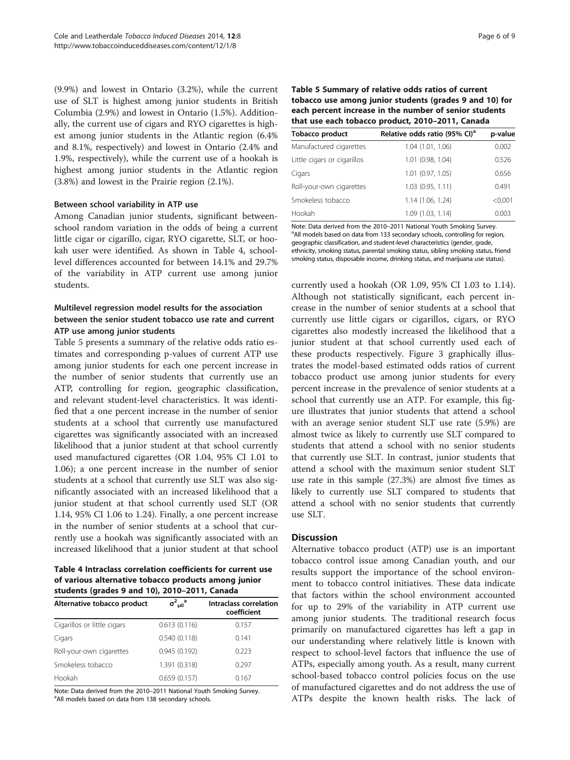(9.9%) and lowest in Ontario (3.2%), while the current use of SLT is highest among junior students in British Columbia (2.9%) and lowest in Ontario (1.5%). Additionally, the current use of cigars and RYO cigarettes is highest among junior students in the Atlantic region (6.4% and 8.1%, respectively) and lowest in Ontario (2.4% and 1.9%, respectively), while the current use of a hookah is highest among junior students in the Atlantic region (3.8%) and lowest in the Prairie region (2.1%).

#### Between school variability in ATP use

Among Canadian junior students, significant between-school random variation in the odds of being a current little cigar or cigarillo, cigar, RYO cigarette, SLT, or hookah user were identified. As shown in Table 4, school-level differences accounted for between 14.1% and 29.7% of the variability in ATP current use among junior students.

#### Multilevel regression model results for the association between the senior student tobacco use rate and current ATP use among junior students

Table 5 presents a summary of the relative odds ratio estimates and corresponding p-values of current ATP use among junior students for each one percent increase in the number of senior students that currently use an ATP, controlling for region, geographic classification, and relevant student-level characteristics. It was identified that a one percent increase in the number of senior students at a school that currently use manufactured cigarettes was significantly associated with an increased likelihood that a junior student at that school currently used manufactured cigarettes (OR 1.04, 95% CI 1.01 to 1.06); a one percent increase in the number of senior students at a school that currently use SLT was also significantly associated with an increased likelihood that a junior student at that school currently used SLT (OR 1.14, 95% CI 1.06 to 1.24). Finally, a one percent increase in the number of senior students at a school that currently use a hookah was significantly associated with an increased likelihood that a junior student at that school currently used a hookah (OR 1.09, 95% CI 1.03 to 1.14). Although not statistically significant, each percent increase in the number of senior students at a school that currently use little cigars or cigarillos, cigars, or RYO cigarettes also modestly increased the likelihood that a junior student at that school currently used each of these products respectively. Figure 3 graphically illustrates the model-based estimated odds ratios of current tobacco product use among junior students for every percent increase in the prevalence of senior students at a school that currently use an ATP. For example, this figure illustrates that junior students that attend a school with an average senior student SLT use rate (5.9%) are almost twice as likely to currently use SLT compared to students that attend a school with no senior students that currently use SLT. In contrast, junior students that attend a school with the maximum senior student SLT use rate in this sample (27.3%) are almost five times as likely to currently use SLT compared to students that attend a school with no senior students that currently use SLT.

**Table 4 Intraclass correlation coefficients for current use of various alternative tobacco products among junior students (grades 9 and 10), 2010–2011, Canada**

| Alternative tobacco product | $\sigma^2_{\mu0}$ [a] | Intraclass correlation coefficient |
|---|---|---|
| Cigarillos or little cigars | 0.613 (0.116) | 0.157 |
| Cigars | 0.540 (0.118) | 0.141 |
| Roll-your-own cigarettes | 0.945 (0.192) | 0.223 |
| Smokeless tobacco | 1.391 (0.318) | 0.297 |
| Hookah | 0.659 (0.157) | 0.167 |

Note: Data derived from the 2010–2011 National Youth Smoking Survey.
[a]All models based on data from 138 secondary schools.

**Table 5 Summary of relative odds ratios of current tobacco use among junior students (grades 9 and 10) for each percent increase in the number of senior students that use each tobacco product, 2010–2011, Canada**

| Tobacco product | Relative odds ratio (95% CI)[a] | p-value |
|---|---|---|
| Manufactured cigarettes | 1.04 (1.01, 1.06) | 0.002 |
| Little cigars or cigarillos | 1.01 (0.98, 1.04) | 0.526 |
| Cigars | 1.01 (0.97, 1.05) | 0.656 |
| Roll-your-own cigarettes | 1.03 (0.95, 1.11) | 0.491 |
| Smokeless tobacco | 1.14 (1.06, 1.24) | <0.001 |
| Hookah | 1.09 (1.03, 1.14) | 0.003 |

Note: Data derived from the 2010–2011 National Youth Smoking Survey.
[a]All models based on data from 133 secondary schools, controlling for region, geographic classification, and student-level characteristics (gender, grade, ethnicity, smoking status, parental smoking status, sibling smoking status, friend smoking status, disposable income, drinking status, and marijuana use status).

## Discussion

Alternative tobacco product (ATP) use is an important tobacco control issue among Canadian youth, and our results support the importance of the school environment to tobacco control initiatives. These data indicate that factors within the school environment accounted for up to 29% of the variability in ATP current use among junior students. The traditional research focus primarily on manufactured cigarettes has left a gap in our understanding where relatively little is known with respect to school-level factors that influence the use of ATPs, especially among youth. As a result, many current school-based tobacco control policies focus on the use of manufactured cigarettes and do not address the use of ATPs despite the known health risks. The lack of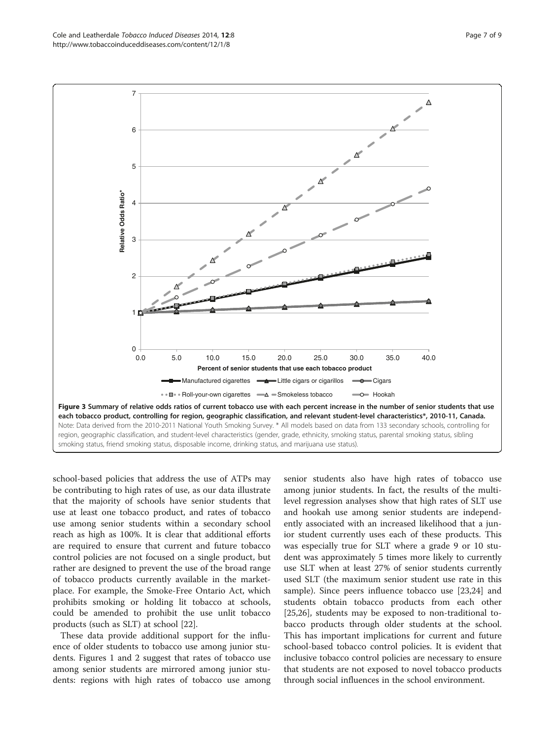**Figure 3 Summary of relative odds ratios of current tobacco use with each percent increase in the number of senior students that use each tobacco product, controlling for region, geographic classification, and relevant student-level characteristics*, 2010-11, Canada.**
Note: Data derived from the 2010-2011 National Youth Smoking Survey. * All models based on data from 133 secondary schools, controlling for region, geographic classification, and student-level characteristics (gender, grade, ethnicity, smoking status, parental smoking status, sibling smoking status, friend smoking status, disposable income, drinking status, and marijuana use status).

school-based policies that address the use of ATPs may be contributing to high rates of use, as our data illustrate that the majority of schools have senior students that use at least one tobacco product, and rates of tobacco use among senior students within a secondary school reach as high as 100%. It is clear that additional efforts are required to ensure that current and future tobacco control policies are not focused on a single product, but rather are designed to prevent the use of the broad range of tobacco products currently available in the marketplace. For example, the Smoke-Free Ontario Act, which prohibits smoking or holding lit tobacco at schools, could be amended to prohibit the use unlit tobacco products (such as SLT) at school [22].

These data provide additional support for the influence of older students to tobacco use among junior students. Figures 1 and 2 suggest that rates of tobacco use among senior students are mirrored among junior students: regions with high rates of tobacco use among senior students also have high rates of tobacco use among junior students. In fact, the results of the multilevel regression analyses show that high rates of SLT use and hookah use among senior students are independently associated with an increased likelihood that a junior student currently uses each of these products. This was especially true for SLT where a grade 9 or 10 student was approximately 5 times more likely to currently use SLT when at least 27% of senior students currently used SLT (the maximum senior student use rate in this sample). Since peers influence tobacco use [23,24] and students obtain tobacco products from each other [25,26], students may be exposed to non-traditional tobacco products through older students at the school. This has important implications for current and future school-based tobacco control policies. It is evident that inclusive tobacco control policies are necessary to ensure that students are not exposed to novel tobacco products through social influences in the school environment.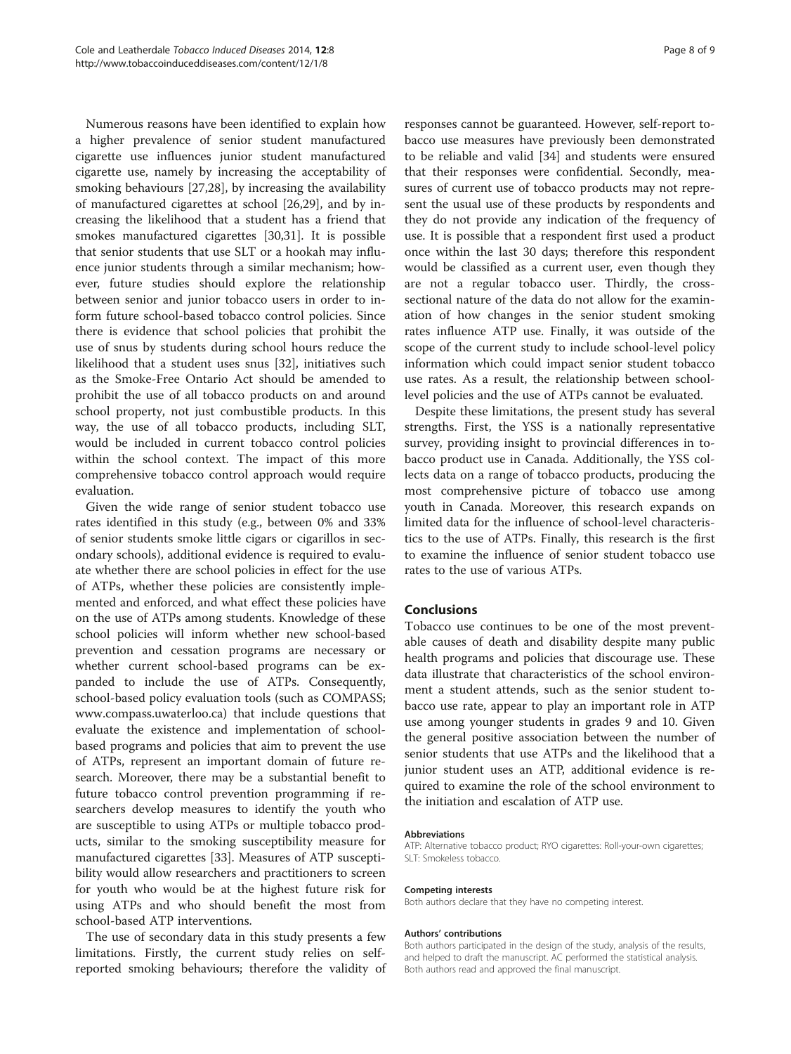Numerous reasons have been identified to explain how a higher prevalence of senior student manufactured cigarette use influences junior student manufactured cigarette use, namely by increasing the acceptability of smoking behaviours [27,28], by increasing the availability of manufactured cigarettes at school [26,29], and by increasing the likelihood that a student has a friend that smokes manufactured cigarettes [30,31]. It is possible that senior students that use SLT or a hookah may influence junior students through a similar mechanism; however, future studies should explore the relationship between senior and junior tobacco users in order to inform future school-based tobacco control policies. Since there is evidence that school policies that prohibit the use of snus by students during school hours reduce the likelihood that a student uses snus [32], initiatives such as the Smoke-Free Ontario Act should be amended to prohibit the use of all tobacco products on and around school property, not just combustible products. In this way, the use of all tobacco products, including SLT, would be included in current tobacco control policies within the school context. The impact of this more comprehensive tobacco control approach would require evaluation.

Given the wide range of senior student tobacco use rates identified in this study (e.g., between 0% and 33% of senior students smoke little cigars or cigarillos in secondary schools), additional evidence is required to evaluate whether there are school policies in effect for the use of ATPs, whether these policies are consistently implemented and enforced, and what effect these policies have on the use of ATPs among students. Knowledge of these school policies will inform whether new school-based prevention and cessation programs are necessary or whether current school-based programs can be expanded to include the use of ATPs. Consequently, school-based policy evaluation tools (such as COMPASS; www.compass.uwaterloo.ca) that include questions that evaluate the existence and implementation of school-based programs and policies that aim to prevent the use of ATPs, represent an important domain of future research. Moreover, there may be a substantial benefit to future tobacco control prevention programming if researchers develop measures to identify the youth who are susceptible to using ATPs or multiple tobacco products, similar to the smoking susceptibility measure for manufactured cigarettes [33]. Measures of ATP susceptibility would allow researchers and practitioners to screen for youth who would be at the highest future risk for using ATPs and who should benefit the most from school-based ATP interventions.

The use of secondary data in this study presents a few limitations. Firstly, the current study relies on self-reported smoking behaviours; therefore the validity of responses cannot be guaranteed. However, self-report tobacco use measures have previously been demonstrated to be reliable and valid [34] and students were ensured that their responses were confidential. Secondly, measures of current use of tobacco products may not represent the usual use of these products by respondents and they do not provide any indication of the frequency of use. It is possible that a respondent first used a product once within the last 30 days; therefore this respondent would be classified as a current user, even though they are not a regular tobacco user. Thirdly, the cross-sectional nature of the data do not allow for the examination of how changes in the senior student smoking rates influence ATP use. Finally, it was outside of the scope of the current study to include school-level policy information which could impact senior student tobacco use rates. As a result, the relationship between school-level policies and the use of ATPs cannot be evaluated.

Despite these limitations, the present study has several strengths. First, the YSS is a nationally representative survey, providing insight to provincial differences in tobacco product use in Canada. Additionally, the YSS collects data on a range of tobacco products, producing the most comprehensive picture of tobacco use among youth in Canada. Moreover, this research expands on limited data for the influence of school-level characteristics to the use of ATPs. Finally, this research is the first to examine the influence of senior student tobacco use rates to the use of various ATPs.

## Conclusions

Tobacco use continues to be one of the most preventable causes of death and disability despite many public health programs and policies that discourage use. These data illustrate that characteristics of the school environment a student attends, such as the senior student tobacco use rate, appear to play an important role in ATP use among younger students in grades 9 and 10. Given the general positive association between the number of senior students that use ATPs and the likelihood that a junior student uses an ATP, additional evidence is required to examine the role of the school environment to the initiation and escalation of ATP use.

#### Abbreviations

ATP: Alternative tobacco product; RYO cigarettes: Roll-your-own cigarettes; SLT: Smokeless tobacco.

#### Competing interests

Both authors declare that they have no competing interest.

#### Authors' contributions

Both authors participated in the design of the study, analysis of the results, and helped to draft the manuscript. AC performed the statistical analysis. Both authors read and approved the final manuscript.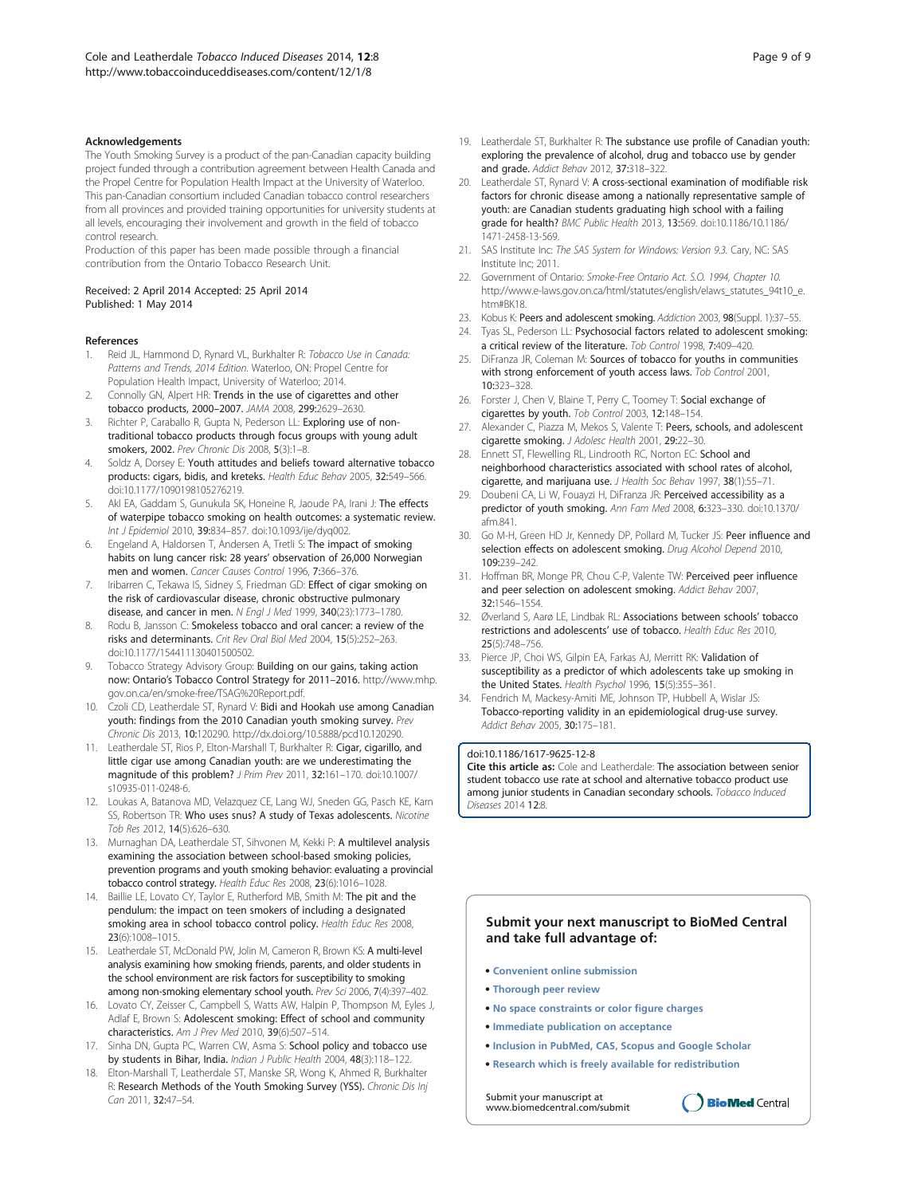## Acknowledgements

The Youth Smoking Survey is a product of the pan-Canadian capacity building project funded through a contribution agreement between Health Canada and the Propel Centre for Population Health Impact at the University of Waterloo. This pan-Canadian consortium included Canadian tobacco control researchers from all provinces and provided training opportunities for university students at all levels, encouraging their involvement and growth in the field of tobacco control research.

Production of this paper has been made possible through a financial contribution from the Ontario Tobacco Research Unit.

Received: 2 April 2014 Accepted: 25 April 2014
Published: 1 May 2014

## References

1. Reid JL, Hammond D, Rynard VL, Burkhalter R: *Tobacco Use in Canada: Patterns and Trends, 2014 Edition.* Waterloo, ON: Propel Centre for Population Health Impact, University of Waterloo; 2014.
2. Connolly GN, Alpert HR: **Trends in the use of cigarettes and other tobacco products, 2000–2007.** *JAMA* 2008, **299:**2629–2630.
3. Richter P, Caraballo R, Gupta N, Pederson LL: **Exploring use of non-traditional tobacco products through focus groups with young adult smokers, 2002.** *Prev Chronic Dis* 2008, **5**(3):1–8.
4. Soldz A, Dorsey E: **Youth attitudes and beliefs toward alternative tobacco products: cigars, bidis, and kreteks.** *Health Educ Behav* 2005, **32:**549–566. doi:10.1177/1090198105276219.
5. Akl EA, Gaddam S, Gunukula SK, Honeine R, Jaoude PA, Irani J: **The effects of waterpipe tobacco smoking on health outcomes: a systematic review.** *Int J Epidemiol* 2010, **39:**834–857. doi:10.1093/ije/dyq002.
6. Engeland A, Haldorsen T, Andersen A, Tretli S: **The impact of smoking habits on lung cancer risk: 28 years' observation of 26,000 Norwegian men and women.** *Cancer Causes Control* 1996, **7:**366–376.
7. Iribarren C, Tekawa IS, Sidney S, Friedman GD: **Effect of cigar smoking on the risk of cardiovascular disease, chronic obstructive pulmonary disease, and cancer in men.** *N Engl J Med* 1999, **340**(23):1773–1780.
8. Rodu B, Jansson C: **Smokeless tobacco and oral cancer: a review of the risks and determinants.** *Crit Rev Oral Biol Med* 2004, **15**(5):252–263. doi:10.1177/154411130401500502.
9. Tobacco Strategy Advisory Group: **Building on our gains, taking action now: Ontario's Tobacco Control Strategy for 2011–2016.** http://www.mhp.gov.on.ca/en/smoke-free/TSAG%20Report.pdf.
10. Czoli CD, Leatherdale ST, Rynard V: **Bidi and Hookah use among Canadian youth: findings from the 2010 Canadian youth smoking survey.** *Prev Chronic Dis* 2013, **10:**120290. http://dx.doi.org/10.5888/pcd10.120290.
11. Leatherdale ST, Rios P, Elton-Marshall T, Burkhalter R: **Cigar, cigarillo, and little cigar use among Canadian youth: are we underestimating the magnitude of this problem?** *J Prim Prev* 2011, **32:**161–170. doi:10.1007/s10935-011-0248-6.
12. Loukas A, Batanova MD, Velazquez CE, Lang WJ, Sneden GG, Pasch KE, Karn SS, Robertson TR: **Who uses snus? A study of Texas adolescents.** *Nicotine Tob Res* 2012, **14**(5):626–630.
13. Murnaghan DA, Leatherdale ST, Sihvonen M, Kekki P: **A multilevel analysis examining the association between school-based smoking policies, prevention programs and youth smoking behavior: evaluating a provincial tobacco control strategy.** *Health Educ Res* 2008, **23**(6):1016–1028.
14. Baillie LE, Lovato CY, Taylor E, Rutherford MB, Smith M: **The pit and the pendulum: the impact on teen smokers of including a designated smoking area in school tobacco control policy.** *Health Educ Res* 2008, **23**(6):1008–1015.
15. Leatherdale ST, McDonald PW, Jolin M, Cameron R, Brown KS: **A multi-level analysis examining how smoking friends, parents, and older students in the school environment are risk factors for susceptibility to smoking among non-smoking elementary school youth.** *Prev Sci* 2006, **7**(4):397–402.
16. Lovato CY, Zeisser C, Campbell S, Watts AW, Halpin P, Thompson M, Eyles J, Adlaf E, Brown S: **Adolescent smoking: Effect of school and community characteristics.** *Am J Prev Med* 2010, **39**(6):507–514.
17. Sinha DN, Gupta PC, Warren CW, Asma S: **School policy and tobacco use by students in Bihar, India.** *Indian J Public Health* 2004, **48**(3):118–122.
18. Elton-Marshall T, Leatherdale ST, Manske SR, Wong K, Ahmed R, Burkhalter R: **Research Methods of the Youth Smoking Survey (YSS).** *Chronic Dis Inj Can* 2011, **32:**47–54.
19. Leatherdale ST, Burkhalter R: **The substance use profile of Canadian youth: exploring the prevalence of alcohol, drug and tobacco use by gender and grade.** *Addict Behav* 2012, **37:**318–322.
20. Leatherdale ST, Rynard V: **A cross-sectional examination of modifiable risk factors for chronic disease among a nationally representative sample of youth: are Canadian students graduating high school with a failing grade for health?** *BMC Public Health* 2013, **13:**569. doi:10.1186/10.1186/1471-2458-13-569.
21. SAS Institute Inc: *The SAS System for Windows: Version 9.3.* Cary, NC: SAS Institute Inc; 2011.
22. Government of Ontario: *Smoke-Free Ontario Act. S.O. 1994, Chapter 10.* http://www.e-laws.gov.on.ca/html/statutes/english/elaws_statutes_94t10_e.htm#BK18.
23. Kobus K: **Peers and adolescent smoking.** *Addiction* 2003, **98**(Suppl. 1):37–55.
24. Tyas SL, Pederson LL: **Psychosocial factors related to adolescent smoking: a critical review of the literature.** *Tob Control* 1998, **7:**409–420.
25. DiFranza JR, Coleman M: **Sources of tobacco for youths in communities with strong enforcement of youth access laws.** *Tob Control* 2001, **10:**323–328.
26. Forster J, Chen V, Blaine T, Perry C, Toomey T: **Social exchange of cigarettes by youth.** *Tob Control* 2003, **12:**148–154.
27. Alexander C, Piazza M, Mekos S, Valente T: **Peers, schools, and adolescent cigarette smoking.** *J Adolesc Health* 2001, **29:**22–30.
28. Ennett ST, Flewelling RL, Lindrooth RC, Norton EC: **School and neighborhood characteristics associated with school rates of alcohol, cigarette, and marijuana use.** *J Health Soc Behav* 1997, **38**(1):55–71.
29. Doubeni CA, Li W, Fouayzi H, DiFranza JR: **Perceived accessibility as a predictor of youth smoking.** *Ann Fam Med* 2008, **6:**323–330. doi:10.1370/afm.841.
30. Go M-H, Green HD Jr, Kennedy DP, Pollard M, Tucker JS: **Peer influence and selection effects on adolescent smoking.** *Drug Alcohol Depend* 2010, **109:**239–242.
31. Hoffman BR, Monge PR, Chou C-P, Valente TW: **Perceived peer influence and peer selection on adolescent smoking.** *Addict Behav* 2007, **32:**1546–1554.
32. Øverland S, Aarø LE, Lindbak RL: **Associations between schools' tobacco restrictions and adolescents' use of tobacco.** *Health Educ Res* 2010, **25**(5):748–756.
33. Pierce JP, Choi WS, Gilpin EA, Farkas AJ, Merritt RK: **Validation of susceptibility as a predictor of which adolescents take up smoking in the United States.** *Health Psychol* 1996, **15**(5):355–361.
34. Fendrich M, Mackesy-Amiti ME, Johnson TP, Hubbell A, Wislar JS: **Tobacco-reporting validity in an epidemiological drug-use survey.** *Addict Behav* 2005, **30:**175–181.

doi:10.1186/1617-9625-12-8
**Cite this article as:** Cole and Leatherdale: **The association between senior student tobacco use rate at school and alternative tobacco product use among junior students in Canadian secondary schools.** *Tobacco Induced Diseases* 2014 **12**:8.

**Submit your next manuscript to BioMed Central and take full advantage of:**

- **Convenient online submission**
- **Thorough peer review**
- **No space constraints or color figure charges**
- **Immediate publication on acceptance**
- **Inclusion in PubMed, CAS, Scopus and Google Scholar**
- **Research which is freely available for redistribution**

Submit your manuscript at
www.biomedcentral.com/submit

BioMed Central